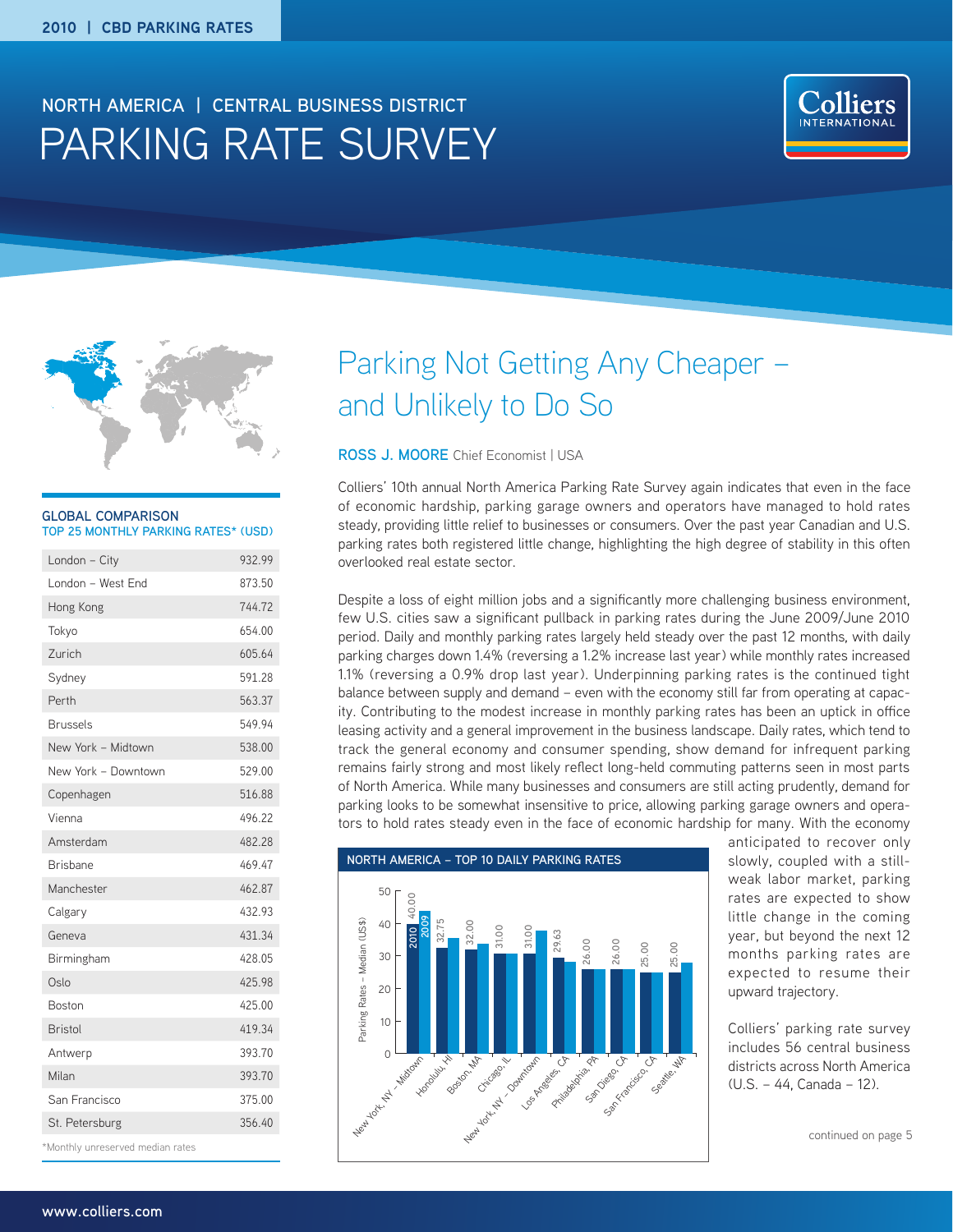2010 | CBD PARKING RATES

NORTH AMERICA | CENTRAL BUSINESS DISTRICT

# PARKING RATE SURVEY

### GLOBAL COMPARISON
TOP 25 MONTHLY PARKING RATES* (USD)

| City | Rate |
|---|---|
| London – City | 932.99 |
| London – West End | 873.50 |
| Hong Kong | 744.72 |
| Tokyo | 654.00 |
| Zurich | 605.64 |
| Sydney | 591.28 |
| Perth | 563.37 |
| Brussels | 549.94 |
| New York – Midtown | 538.00 |
| New York – Downtown | 529.00 |
| Copenhagen | 516.88 |
| Vienna | 496.22 |
| Amsterdam | 482.28 |
| Brisbane | 469.47 |
| Manchester | 462.87 |
| Calgary | 432.93 |
| Geneva | 431.34 |
| Birmingham | 428.05 |
| Oslo | 425.98 |
| Boston | 425.00 |
| Bristol | 419.34 |
| Antwerp | 393.70 |
| Milan | 393.70 |
| San Francisco | 375.00 |
| St. Petersburg | 356.40 |

*Monthly unreserved median rates

## Parking Not Getting Any Cheaper – and Unlikely to Do So

**ROSS J. MOORE** Chief Economist | USA

Colliers' 10th annual North America Parking Rate Survey again indicates that even in the face of economic hardship, parking garage owners and operators have managed to hold rates steady, providing little relief to businesses or consumers. Over the past year Canadian and U.S. parking rates both registered little change, highlighting the high degree of stability in this often overlooked real estate sector.

Despite a loss of eight million jobs and a significantly more challenging business environment, few U.S. cities saw a significant pullback in parking rates during the June 2009/June 2010 period. Daily and monthly parking rates largely held steady over the past 12 months, with daily parking charges down 1.4% (reversing a 1.2% increase last year) while monthly rates increased 1.1% (reversing a 0.9% drop last year). Underpinning parking rates is the continued tight balance between supply and demand – even with the economy still far from operating at capacity. Contributing to the modest increase in monthly parking rates has been an uptick in office leasing activity and a general improvement in the business landscape. Daily rates, which tend to track the general economy and consumer spending, show demand for infrequent parking remains fairly strong and most likely reflect long-held commuting patterns seen in most parts of North America. While many businesses and consumers are still acting prudently, demand for parking looks to be somewhat insensitive to price, allowing parking garage owners and operators to hold rates steady even in the face of economic hardship for many. With the economy anticipated to recover only slowly, coupled with a still-weak labor market, parking rates are expected to show little change in the coming year, but beyond the next 12 months parking rates are expected to resume their upward trajectory.

### NORTH AMERICA – TOP 10 DAILY PARKING RATES

Parking Rates – Median (US$), 2010 vs. 2009

| City | 2010 |
|---|---|
| New York, NY – Midtown | 40.00 |
| Honolulu, HI | 32.75 |
| Boston, MA | 32.00 |
| Chicago, IL | 31.00 |
| New York, NY – Downtown | 31.00 |
| Los Angeles, CA | 29.63 |
| Philadelphia, PA | 26.00 |
| San Diego, CA | 26.00 |
| San Francisco, CA | 25.00 |
| Seattle, WA | 25.00 |

Colliers' parking rate survey includes 56 central business districts across North America (U.S. – 44, Canada – 12).

continued on page 5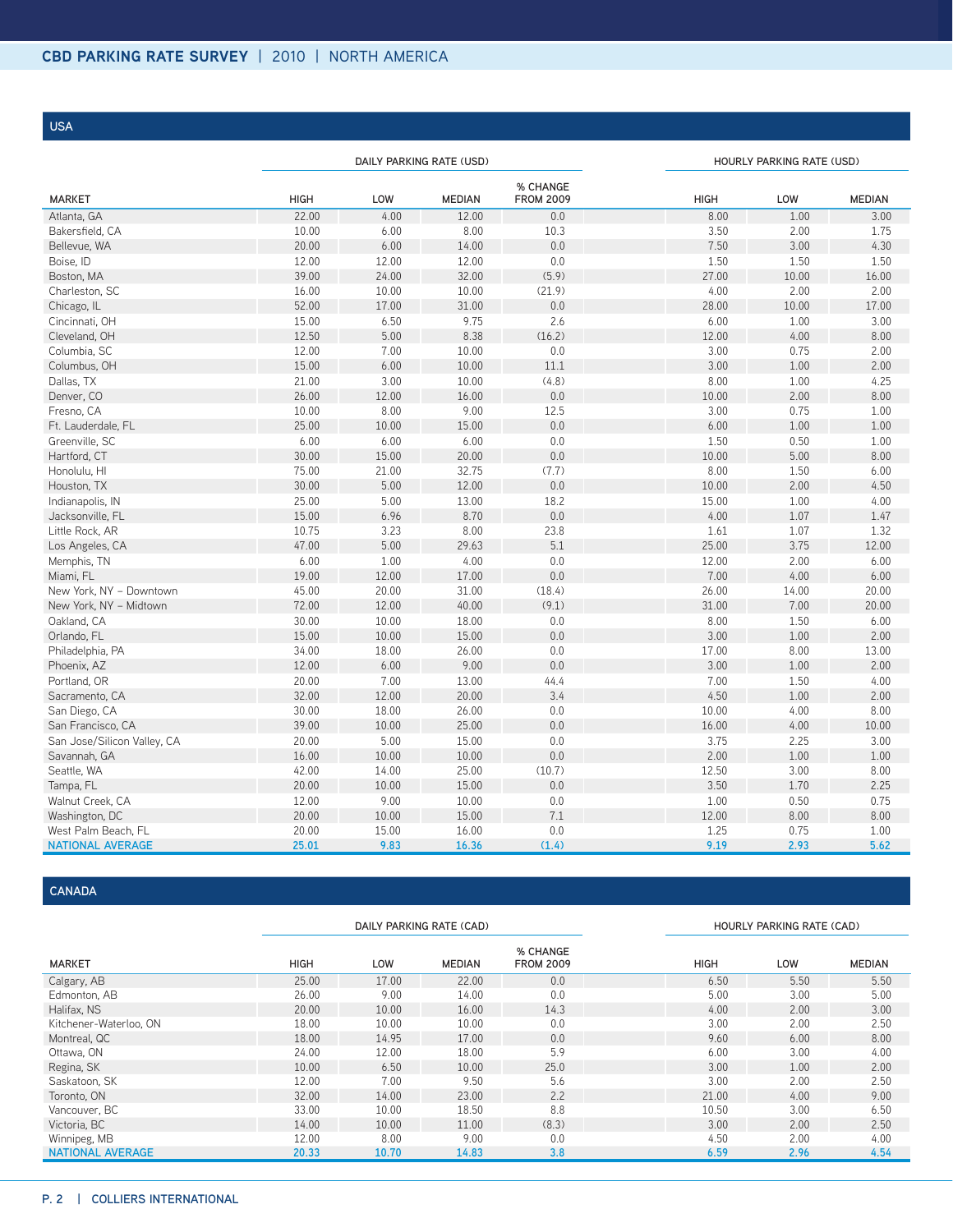## USA

| MARKET | DAILY PARKING RATE (USD) | | | | HOURLY PARKING RATE (USD) | | |
|---|---|---|---|---|---|---|---|
| | HIGH | LOW | MEDIAN | % CHANGE FROM 2009 | HIGH | LOW | MEDIAN |
| Atlanta, GA | 22.00 | 4.00 | 12.00 | 0.0 | 8.00 | 1.00 | 3.00 |
| Bakersfield, CA | 10.00 | 6.00 | 8.00 | 10.3 | 3.50 | 2.00 | 1.75 |
| Bellevue, WA | 20.00 | 6.00 | 14.00 | 0.0 | 7.50 | 3.00 | 4.30 |
| Boise, ID | 12.00 | 12.00 | 12.00 | 0.0 | 1.50 | 1.50 | 1.50 |
| Boston, MA | 39.00 | 24.00 | 32.00 | (5.9) | 27.00 | 10.00 | 16.00 |
| Charleston, SC | 16.00 | 10.00 | 10.00 | (21.9) | 4.00 | 2.00 | 2.00 |
| Chicago, IL | 52.00 | 17.00 | 31.00 | 0.0 | 28.00 | 10.00 | 17.00 |
| Cincinnati, OH | 15.00 | 6.50 | 9.75 | 2.6 | 6.00 | 1.00 | 3.00 |
| Cleveland, OH | 12.50 | 5.00 | 8.38 | (16.2) | 12.00 | 4.00 | 8.00 |
| Columbia, SC | 12.00 | 7.00 | 10.00 | 0.0 | 3.00 | 0.75 | 2.00 |
| Columbus, OH | 15.00 | 6.00 | 10.00 | 11.1 | 3.00 | 1.00 | 2.00 |
| Dallas, TX | 21.00 | 3.00 | 10.00 | (4.8) | 8.00 | 1.00 | 4.25 |
| Denver, CO | 26.00 | 12.00 | 16.00 | 0.0 | 10.00 | 2.00 | 8.00 |
| Fresno, CA | 10.00 | 8.00 | 9.00 | 12.5 | 3.00 | 0.75 | 1.00 |
| Ft. Lauderdale, FL | 25.00 | 10.00 | 15.00 | 0.0 | 6.00 | 1.00 | 1.00 |
| Greenville, SC | 6.00 | 6.00 | 6.00 | 0.0 | 1.50 | 0.50 | 1.00 |
| Hartford, CT | 30.00 | 15.00 | 20.00 | 0.0 | 10.00 | 5.00 | 8.00 |
| Honolulu, HI | 75.00 | 21.00 | 32.75 | (7.7) | 8.00 | 1.50 | 6.00 |
| Houston, TX | 30.00 | 5.00 | 12.00 | 0.0 | 10.00 | 2.00 | 4.50 |
| Indianapolis, IN | 25.00 | 5.00 | 13.00 | 18.2 | 15.00 | 1.00 | 4.00 |
| Jacksonville, FL | 15.00 | 6.96 | 8.70 | 0.0 | 4.00 | 1.07 | 1.47 |
| Little Rock, AR | 10.75 | 3.23 | 8.00 | 23.8 | 1.61 | 1.07 | 1.32 |
| Los Angeles, CA | 47.00 | 5.00 | 29.63 | 5.1 | 25.00 | 3.75 | 12.00 |
| Memphis, TN | 6.00 | 1.00 | 4.00 | 0.0 | 12.00 | 2.00 | 6.00 |
| Miami, FL | 19.00 | 12.00 | 17.00 | 0.0 | 7.00 | 4.00 | 6.00 |
| New York, NY – Downtown | 45.00 | 20.00 | 31.00 | (18.4) | 26.00 | 14.00 | 20.00 |
| New York, NY – Midtown | 72.00 | 12.00 | 40.00 | (9.1) | 31.00 | 7.00 | 20.00 |
| Oakland, CA | 30.00 | 10.00 | 18.00 | 0.0 | 8.00 | 1.50 | 6.00 |
| Orlando, FL | 15.00 | 10.00 | 15.00 | 0.0 | 3.00 | 1.00 | 2.00 |
| Philadelphia, PA | 34.00 | 18.00 | 26.00 | 0.0 | 17.00 | 8.00 | 13.00 |
| Phoenix, AZ | 12.00 | 6.00 | 9.00 | 0.0 | 3.00 | 1.00 | 2.00 |
| Portland, OR | 20.00 | 7.00 | 13.00 | 44.4 | 7.00 | 1.50 | 4.00 |
| Sacramento, CA | 32.00 | 12.00 | 20.00 | 3.4 | 4.50 | 1.00 | 2.00 |
| San Diego, CA | 30.00 | 18.00 | 26.00 | 0.0 | 10.00 | 4.00 | 8.00 |
| San Francisco, CA | 39.00 | 10.00 | 25.00 | 0.0 | 16.00 | 4.00 | 10.00 |
| San Jose/Silicon Valley, CA | 20.00 | 5.00 | 15.00 | 0.0 | 3.75 | 2.25 | 3.00 |
| Savannah, GA | 16.00 | 10.00 | 10.00 | 0.0 | 2.00 | 1.00 | 1.00 |
| Seattle, WA | 42.00 | 14.00 | 25.00 | (10.7) | 12.50 | 3.00 | 8.00 |
| Tampa, FL | 20.00 | 10.00 | 15.00 | 0.0 | 3.50 | 1.70 | 2.25 |
| Walnut Creek, CA | 12.00 | 9.00 | 10.00 | 0.0 | 1.00 | 0.50 | 0.75 |
| Washington, DC | 20.00 | 10.00 | 15.00 | 7.1 | 12.00 | 8.00 | 8.00 |
| West Palm Beach, FL | 20.00 | 15.00 | 16.00 | 0.0 | 1.25 | 0.75 | 1.00 |
| NATIONAL AVERAGE | 25.01 | 9.83 | 16.36 | (1.4) | 9.19 | 2.93 | 5.62 |

## CANADA

| MARKET | DAILY PARKING RATE (CAD) | | | | HOURLY PARKING RATE (CAD) | | |
|---|---|---|---|---|---|---|---|
| | HIGH | LOW | MEDIAN | % CHANGE FROM 2009 | HIGH | LOW | MEDIAN |
| Calgary, AB | 25.00 | 17.00 | 22.00 | 0.0 | 6.50 | 5.50 | 5.50 |
| Edmonton, AB | 26.00 | 9.00 | 14.00 | 0.0 | 5.00 | 3.00 | 5.00 |
| Halifax, NS | 20.00 | 10.00 | 16.00 | 14.3 | 4.00 | 2.00 | 3.00 |
| Kitchener-Waterloo, ON | 18.00 | 10.00 | 10.00 | 0.0 | 3.00 | 2.00 | 2.50 |
| Montreal, QC | 18.00 | 14.95 | 17.00 | 0.0 | 9.60 | 6.00 | 8.00 |
| Ottawa, ON | 24.00 | 12.00 | 18.00 | 5.9 | 6.00 | 3.00 | 4.00 |
| Regina, SK | 10.00 | 6.50 | 10.00 | 25.0 | 3.00 | 1.00 | 2.00 |
| Saskatoon, SK | 12.00 | 7.00 | 9.50 | 5.6 | 3.00 | 2.00 | 2.50 |
| Toronto, ON | 32.00 | 14.00 | 23.00 | 2.2 | 21.00 | 4.00 | 9.00 |
| Vancouver, BC | 33.00 | 10.00 | 18.50 | 8.8 | 10.50 | 3.00 | 6.50 |
| Victoria, BC | 14.00 | 10.00 | 11.00 | (8.3) | 3.00 | 2.00 | 2.50 |
| Winnipeg, MB | 12.00 | 8.00 | 9.00 | 0.0 | 4.50 | 2.00 | 4.00 |
| NATIONAL AVERAGE | 20.33 | 10.70 | 14.83 | 3.8 | 6.59 | 2.96 | 4.54 |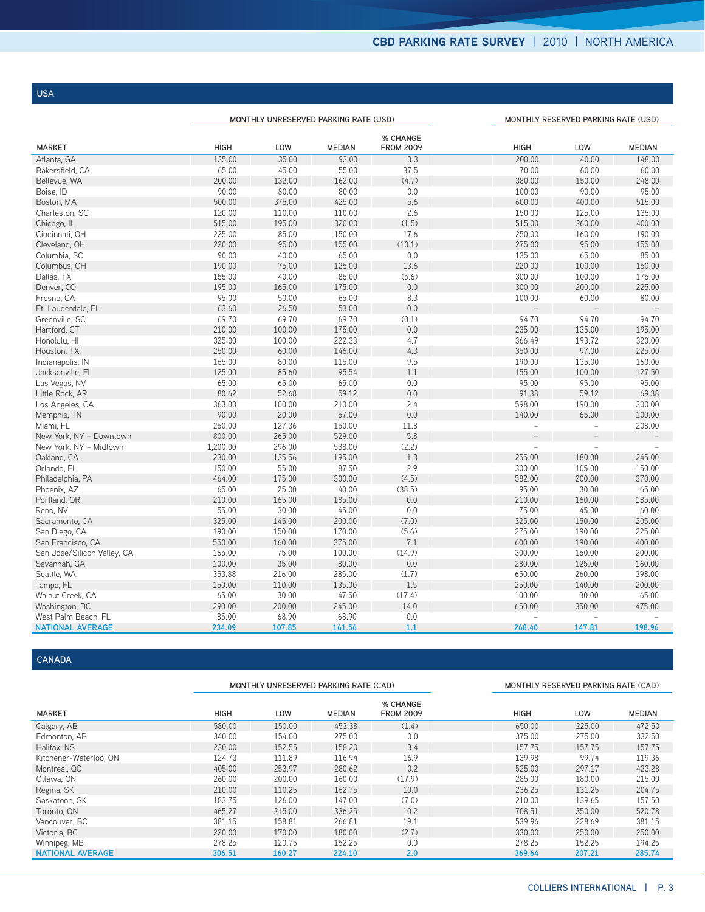## USA

| MARKET | MONTHLY UNRESERVED PARKING RATE (USD) | | | | MONTHLY RESERVED PARKING RATE (USD) | | |
|---|---|---|---|---|---|---|---|
| | HIGH | LOW | MEDIAN | % CHANGE FROM 2009 | HIGH | LOW | MEDIAN |
| Atlanta, GA | 135.00 | 35.00 | 93.00 | 3.3 | 200.00 | 40.00 | 148.00 |
| Bakersfield, CA | 65.00 | 45.00 | 55.00 | 37.5 | 70.00 | 60.00 | 60.00 |
| Bellevue, WA | 200.00 | 132.00 | 162.00 | (4.7) | 380.00 | 150.00 | 248.00 |
| Boise, ID | 90.00 | 80.00 | 80.00 | 0.0 | 100.00 | 90.00 | 95.00 |
| Boston, MA | 500.00 | 375.00 | 425.00 | 5.6 | 600.00 | 400.00 | 515.00 |
| Charleston, SC | 120.00 | 110.00 | 110.00 | 2.6 | 150.00 | 125.00 | 135.00 |
| Chicago, IL | 515.00 | 195.00 | 320.00 | (1.5) | 515.00 | 260.00 | 400.00 |
| Cincinnati, OH | 225.00 | 85.00 | 150.00 | 17.6 | 250.00 | 160.00 | 190.00 |
| Cleveland, OH | 220.00 | 95.00 | 155.00 | (10.1) | 275.00 | 95.00 | 155.00 |
| Columbia, SC | 90.00 | 40.00 | 65.00 | 0.0 | 135.00 | 65.00 | 85.00 |
| Columbus, OH | 190.00 | 75.00 | 125.00 | 13.6 | 220.00 | 100.00 | 150.00 |
| Dallas, TX | 155.00 | 40.00 | 85.00 | (5.6) | 300.00 | 100.00 | 175.00 |
| Denver, CO | 195.00 | 165.00 | 175.00 | 0.0 | 300.00 | 200.00 | 225.00 |
| Fresno, CA | 95.00 | 50.00 | 65.00 | 8.3 | 100.00 | 60.00 | 80.00 |
| Ft. Lauderdale, FL | 63.60 | 26.50 | 53.00 | 0.0 | – | – | – |
| Greenville, SC | 69.70 | 69.70 | 69.70 | (0.1) | 94.70 | 94.70 | 94.70 |
| Hartford, CT | 210.00 | 100.00 | 175.00 | 0.0 | 235.00 | 135.00 | 195.00 |
| Honolulu, HI | 325.00 | 100.00 | 222.33 | 4.7 | 366.49 | 193.72 | 320.00 |
| Houston, TX | 250.00 | 60.00 | 146.00 | 4.3 | 350.00 | 97.00 | 225.00 |
| Indianapolis, IN | 165.00 | 80.00 | 115.00 | 9.5 | 190.00 | 135.00 | 160.00 |
| Jacksonville, FL | 125.00 | 85.60 | 95.54 | 1.1 | 155.00 | 100.00 | 127.50 |
| Las Vegas, NV | 65.00 | 65.00 | 65.00 | 0.0 | 95.00 | 95.00 | 95.00 |
| Little Rock, AR | 80.62 | 52.68 | 59.12 | 0.0 | 91.38 | 59.12 | 69.38 |
| Los Angeles, CA | 363.00 | 100.00 | 210.00 | 2.4 | 598.00 | 190.00 | 300.00 |
| Memphis, TN | 90.00 | 20.00 | 57.00 | 0.0 | 140.00 | 65.00 | 100.00 |
| Miami, FL | 250.00 | 127.36 | 150.00 | 11.8 | – | – | 208.00 |
| New York, NY – Downtown | 800.00 | 265.00 | 529.00 | 5.8 | – | – | – |
| New York, NY – Midtown | 1,200.00 | 296.00 | 538.00 | (2.2) | – | – | – |
| Oakland, CA | 230.00 | 135.56 | 195.00 | 1.3 | 255.00 | 180.00 | 245.00 |
| Orlando, FL | 150.00 | 55.00 | 87.50 | 2.9 | 300.00 | 105.00 | 150.00 |
| Philadelphia, PA | 464.00 | 175.00 | 300.00 | (4.5) | 582.00 | 200.00 | 370.00 |
| Phoenix, AZ | 65.00 | 25.00 | 40.00 | (38.5) | 95.00 | 30.00 | 65.00 |
| Portland, OR | 210.00 | 165.00 | 185.00 | 0.0 | 210.00 | 160.00 | 185.00 |
| Reno, NV | 55.00 | 30.00 | 45.00 | 0.0 | 75.00 | 45.00 | 60.00 |
| Sacramento, CA | 325.00 | 145.00 | 200.00 | (7.0) | 325.00 | 150.00 | 205.00 |
| San Diego, CA | 190.00 | 150.00 | 170.00 | (5.6) | 275.00 | 190.00 | 225.00 |
| San Francisco, CA | 550.00 | 160.00 | 375.00 | 7.1 | 600.00 | 190.00 | 400.00 |
| San Jose/Silicon Valley, CA | 165.00 | 75.00 | 100.00 | (14.9) | 300.00 | 150.00 | 200.00 |
| Savannah, GA | 100.00 | 35.00 | 80.00 | 0.0 | 280.00 | 125.00 | 160.00 |
| Seattle, WA | 353.88 | 216.00 | 285.00 | (1.7) | 650.00 | 260.00 | 398.00 |
| Tampa, FL | 150.00 | 110.00 | 135.00 | 1.5 | 250.00 | 140.00 | 200.00 |
| Walnut Creek, CA | 65.00 | 30.00 | 47.50 | (17.4) | 100.00 | 30.00 | 65.00 |
| Washington, DC | 290.00 | 200.00 | 245.00 | 14.0 | 650.00 | 350.00 | 475.00 |
| West Palm Beach, FL | 85.00 | 68.90 | 68.90 | 0.0 | – | – | – |
| NATIONAL AVERAGE | 234.09 | 107.85 | 161.56 | 1.1 | 268.40 | 147.81 | 198.96 |

## CANADA

| MARKET | MONTHLY UNRESERVED PARKING RATE (CAD) | | | | MONTHLY RESERVED PARKING RATE (CAD) | | |
|---|---|---|---|---|---|---|---|
| | HIGH | LOW | MEDIAN | % CHANGE FROM 2009 | HIGH | LOW | MEDIAN |
| Calgary, AB | 580.00 | 150.00 | 453.38 | (1.4) | 650.00 | 225.00 | 472.50 |
| Edmonton, AB | 340.00 | 154.00 | 275.00 | 0.0 | 375.00 | 275.00 | 332.50 |
| Halifax, NS | 230.00 | 152.55 | 158.20 | 3.4 | 157.75 | 157.75 | 157.75 |
| Kitchener-Waterloo, ON | 124.73 | 111.89 | 116.94 | 16.9 | 139.98 | 99.74 | 119.36 |
| Montreal, QC | 405.00 | 253.97 | 280.62 | 0.2 | 525.00 | 297.17 | 423.28 |
| Ottawa, ON | 260.00 | 200.00 | 160.00 | (17.9) | 285.00 | 180.00 | 215.00 |
| Regina, SK | 210.00 | 110.25 | 162.75 | 10.0 | 236.25 | 131.25 | 204.75 |
| Saskatoon, SK | 183.75 | 126.00 | 147.00 | (7.0) | 210.00 | 139.65 | 157.50 |
| Toronto, ON | 465.27 | 215.00 | 336.25 | 10.2 | 708.51 | 350.00 | 520.78 |
| Vancouver, BC | 381.15 | 158.81 | 266.81 | 19.1 | 539.96 | 228.69 | 381.15 |
| Victoria, BC | 220.00 | 170.00 | 180.00 | (2.7) | 330.00 | 250.00 | 250.00 |
| Winnipeg, MB | 278.25 | 120.75 | 152.25 | 0.0 | 278.25 | 152.25 | 194.25 |
| NATIONAL AVERAGE | 306.51 | 160.27 | 224.10 | 2.0 | 369.64 | 207.21 | 285.74 |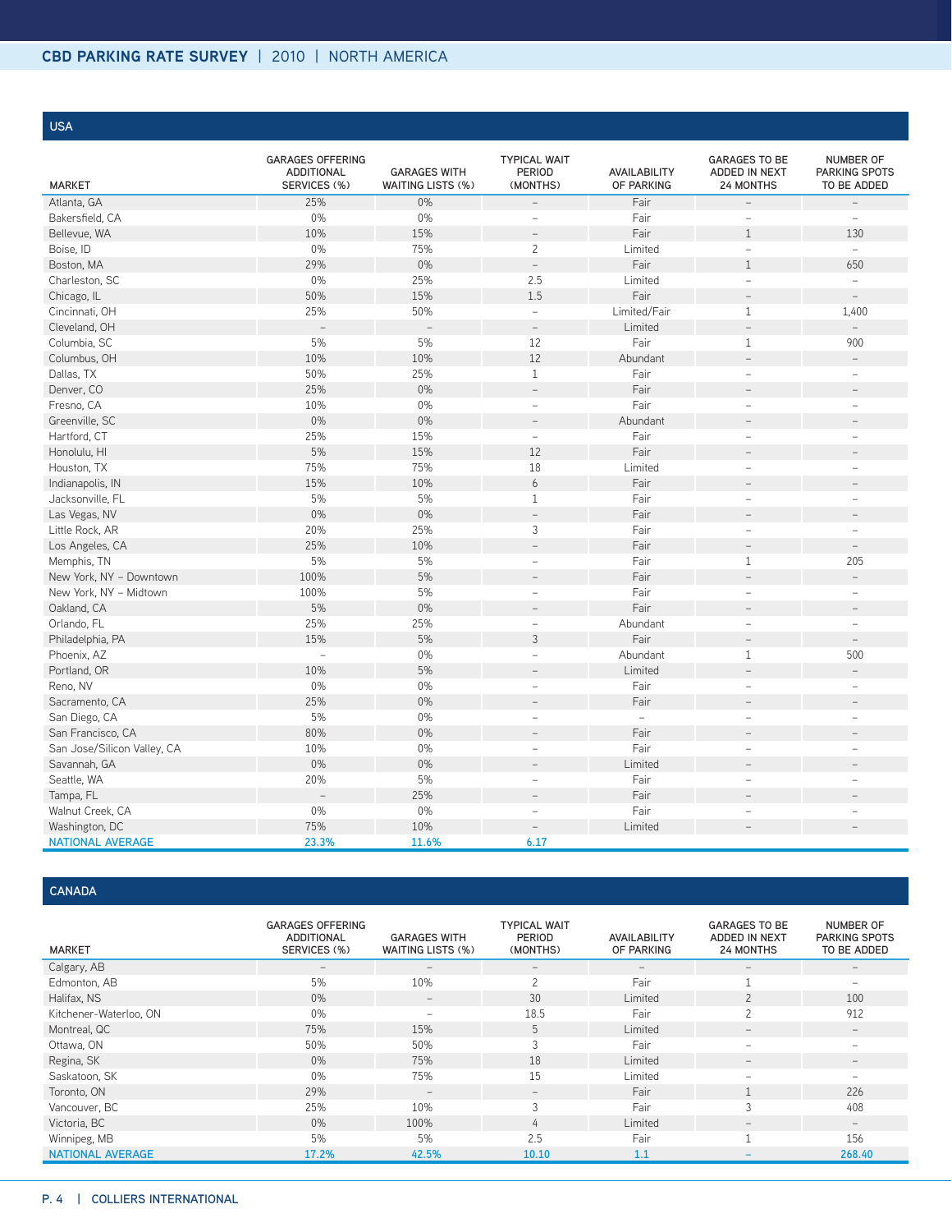## USA

| MARKET | GARAGES OFFERING ADDITIONAL SERVICES (%) | GARAGES WITH WAITING LISTS (%) | TYPICAL WAIT PERIOD (MONTHS) | AVAILABILITY OF PARKING | GARAGES TO BE ADDED IN NEXT 24 MONTHS | NUMBER OF PARKING SPOTS TO BE ADDED |
|---|---|---|---|---|---|---|
| Atlanta, GA | 25% | 0% | – | Fair | – | – |
| Bakersfield, CA | 0% | 0% | – | Fair | – | – |
| Bellevue, WA | 10% | 15% | – | Fair | 1 | 130 |
| Boise, ID | 0% | 75% | 2 | Limited | – | – |
| Boston, MA | 29% | 0% | – | Fair | 1 | 650 |
| Charleston, SC | 0% | 25% | 2.5 | Limited | – | – |
| Chicago, IL | 50% | 15% | 1.5 | Fair | – | – |
| Cincinnati, OH | 25% | 50% | – | Limited/Fair | 1 | 1,400 |
| Cleveland, OH | – | – | – | Limited | – | – |
| Columbia, SC | 5% | 5% | 12 | Fair | 1 | 900 |
| Columbus, OH | 10% | 10% | 12 | Abundant | – | – |
| Dallas, TX | 50% | 25% | 1 | Fair | – | – |
| Denver, CO | 25% | 0% | – | Fair | – | – |
| Fresno, CA | 10% | 0% | – | Fair | – | – |
| Greenville, SC | 0% | 0% | – | Abundant | – | – |
| Hartford, CT | 25% | 15% | – | Fair | – | – |
| Honolulu, HI | 5% | 15% | 12 | Fair | – | – |
| Houston, TX | 75% | 75% | 18 | Limited | – | – |
| Indianapolis, IN | 15% | 10% | 6 | Fair | – | – |
| Jacksonville, FL | 5% | 5% | 1 | Fair | – | – |
| Las Vegas, NV | 0% | 0% | – | Fair | – | – |
| Little Rock, AR | 20% | 25% | 3 | Fair | – | – |
| Los Angeles, CA | 25% | 10% | – | Fair | – | – |
| Memphis, TN | 5% | 5% | – | Fair | 1 | 205 |
| New York, NY – Downtown | 100% | 5% | – | Fair | – | – |
| New York, NY – Midtown | 100% | 5% | – | Fair | – | – |
| Oakland, CA | 5% | 0% | – | Fair | – | – |
| Orlando, FL | 25% | 25% | – | Abundant | – | – |
| Philadelphia, PA | 15% | 5% | 3 | Fair | – | – |
| Phoenix, AZ | – | 0% | – | Abundant | 1 | 500 |
| Portland, OR | 10% | 5% | – | Limited | – | – |
| Reno, NV | 0% | 0% | – | Fair | – | – |
| Sacramento, CA | 25% | 0% | – | Fair | – | – |
| San Diego, CA | 5% | 0% | – | – | – | – |
| San Francisco, CA | 80% | 0% | – | Fair | – | – |
| San Jose/Silicon Valley, CA | 10% | 0% | – | Fair | – | – |
| Savannah, GA | 0% | 0% | – | Limited | – | – |
| Seattle, WA | 20% | 5% | – | Fair | – | – |
| Tampa, FL | – | 25% | – | Fair | – | – |
| Walnut Creek, CA | 0% | 0% | – | Fair | – | – |
| Washington, DC | 75% | 10% | – | Limited | – | – |
| NATIONAL AVERAGE | 23.3% | 11.6% | 6.17 | | | |

## CANADA

| MARKET | GARAGES OFFERING ADDITIONAL SERVICES (%) | GARAGES WITH WAITING LISTS (%) | TYPICAL WAIT PERIOD (MONTHS) | AVAILABILITY OF PARKING | GARAGES TO BE ADDED IN NEXT 24 MONTHS | NUMBER OF PARKING SPOTS TO BE ADDED |
|---|---|---|---|---|---|---|
| Calgary, AB | – | – | – | – | – | – |
| Edmonton, AB | 5% | 10% | 2 | Fair | 1 | – |
| Halifax, NS | 0% | – | 30 | Limited | 2 | 100 |
| Kitchener-Waterloo, ON | 0% | – | 18.5 | Fair | 2 | 912 |
| Montreal, QC | 75% | 15% | 5 | Limited | – | – |
| Ottawa, ON | 50% | 50% | 3 | Fair | – | – |
| Regina, SK | 0% | 75% | 18 | Limited | – | – |
| Saskatoon, SK | 0% | 75% | 15 | Limited | – | – |
| Toronto, ON | 29% | – | – | Fair | 1 | 226 |
| Vancouver, BC | 25% | 10% | 3 | Fair | 3 | 408 |
| Victoria, BC | 0% | 100% | 4 | Limited | – | – |
| Winnipeg, MB | 5% | 5% | 2.5 | Fair | 1 | 156 |
| NATIONAL AVERAGE | 17.2% | 42.5% | 10.10 | 1.1 | – | 268.40 |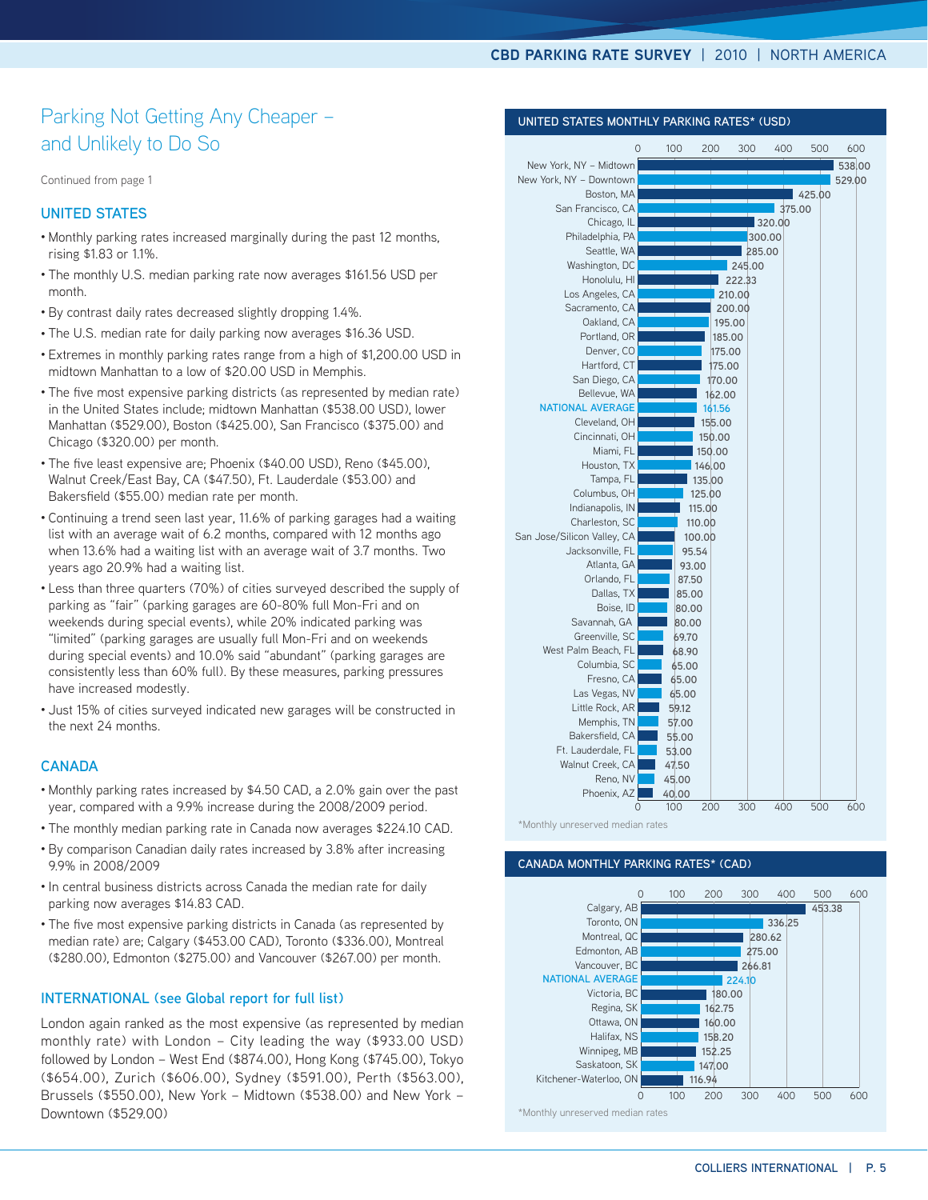## Parking Not Getting Any Cheaper – and Unlikely to Do So

Continued from page 1

### UNITED STATES

- Monthly parking rates increased marginally during the past 12 months, rising $1.83 or 1.1%.
- The monthly U.S. median parking rate now averages $161.56 USD per month.
- By contrast daily rates decreased slightly dropping 1.4%.
- The U.S. median rate for daily parking now averages $16.36 USD.
- Extremes in monthly parking rates range from a high of $1,200.00 USD in midtown Manhattan to a low of $20.00 USD in Memphis.
- The five most expensive parking districts (as represented by median rate) in the United States include; midtown Manhattan ($538.00 USD), lower Manhattan ($529.00), Boston ($425.00), San Francisco ($375.00) and Chicago ($320.00) per month.
- The five least expensive are; Phoenix ($40.00 USD), Reno ($45.00), Walnut Creek/East Bay, CA ($47.50), Ft. Lauderdale ($53.00) and Bakersfield ($55.00) median rate per month.
- Continuing a trend seen last year, 11.6% of parking garages had a waiting list with an average wait of 6.2 months, compared with 12 months ago when 13.6% had a waiting list with an average wait of 3.7 months. Two years ago 20.9% had a waiting list.
- Less than three quarters (70%) of cities surveyed described the supply of parking as "fair" (parking garages are 60-80% full Mon-Fri and on weekends during special events), while 20% indicated parking was "limited" (parking garages are usually full Mon-Fri and on weekends during special events) and 10.0% said "abundant" (parking garages are consistently less than 60% full). By these measures, parking pressures have increased modestly.
- Just 15% of cities surveyed indicated new garages will be constructed in the next 24 months.

### CANADA

- Monthly parking rates increased by $4.50 CAD, a 2.0% gain over the past year, compared with a 9.9% increase during the 2008/2009 period.
- The monthly median parking rate in Canada now averages $224.10 CAD.
- By comparison Canadian daily rates increased by 3.8% after increasing 9.9% in 2008/2009
- In central business districts across Canada the median rate for daily parking now averages $14.83 CAD.
- The five most expensive parking districts in Canada (as represented by median rate) are; Calgary ($453.00 CAD), Toronto ($336.00), Montreal ($280.00), Edmonton ($275.00) and Vancouver ($267.00) per month.

### INTERNATIONAL (see Global report for full list)

London again ranked as the most expensive (as represented by median monthly rate) with London – City leading the way ($933.00 USD) followed by London – West End ($874.00), Hong Kong ($745.00), Tokyo ($654.00), Zurich ($606.00), Sydney ($591.00), Perth ($563.00), Brussels ($550.00), New York – Midtown ($538.00) and New York – Downtown ($529.00)

### UNITED STATES MONTHLY PARKING RATES* (USD)

| City | Rate |
|---|---|
| New York, NY – Midtown | 538.00 |
| New York, NY – Downtown | 529.00 |
| Boston, MA | 425.00 |
| San Francisco, CA | 375.00 |
| Chicago, IL | 320.00 |
| Philadelphia, PA | 300.00 |
| Seattle, WA | 285.00 |
| Washington, DC | 245.00 |
| Honolulu, HI | 222.33 |
| Los Angeles, CA | 210.00 |
| Sacramento, CA | 200.00 |
| Oakland, CA | 195.00 |
| Portland, OR | 185.00 |
| Denver, CO | 175.00 |
| Hartford, CT | 175.00 |
| San Diego, CA | 170.00 |
| Bellevue, WA | 162.00 |
| NATIONAL AVERAGE | 161.56 |
| Cleveland, OH | 155.00 |
| Cincinnati, OH | 150.00 |
| Miami, FL | 150.00 |
| Houston, TX | 146.00 |
| Tampa, FL | 135.00 |
| Columbus, OH | 125.00 |
| Indianapolis, IN | 115.00 |
| Charleston, SC | 110.00 |
| San Jose/Silicon Valley, CA | 100.00 |
| Jacksonville, FL | 95.54 |
| Atlanta, GA | 93.00 |
| Orlando, FL | 87.50 |
| Dallas, TX | 85.00 |
| Boise, ID | 80.00 |
| Savannah, GA | 80.00 |
| Greenville, SC | 69.70 |
| West Palm Beach, FL | 68.90 |
| Columbia, SC | 65.00 |
| Fresno, CA | 65.00 |
| Las Vegas, NV | 65.00 |
| Little Rock, AR | 59.12 |
| Memphis, TN | 57.00 |
| Bakersfield, CA | 55.00 |
| Ft. Lauderdale, FL | 53.00 |
| Walnut Creek, CA | 47.50 |
| Reno, NV | 45.00 |
| Phoenix, AZ | 40.00 |

*Monthly unreserved median rates

### CANADA MONTHLY PARKING RATES* (CAD)

| City | Rate |
|---|---|
| Calgary, AB | 453.38 |
| Toronto, ON | 336.25 |
| Montreal, QC | 280.62 |
| Edmonton, AB | 275.00 |
| Vancouver, BC | 266.81 |
| NATIONAL AVERAGE | 224.10 |
| Victoria, BC | 180.00 |
| Regina, SK | 162.75 |
| Ottawa, ON | 160.00 |
| Halifax, NS | 158.20 |
| Winnipeg, MB | 152.25 |
| Saskatoon, SK | 147.00 |
| Kitchener-Waterloo, ON | 116.94 |

*Monthly unreserved median rates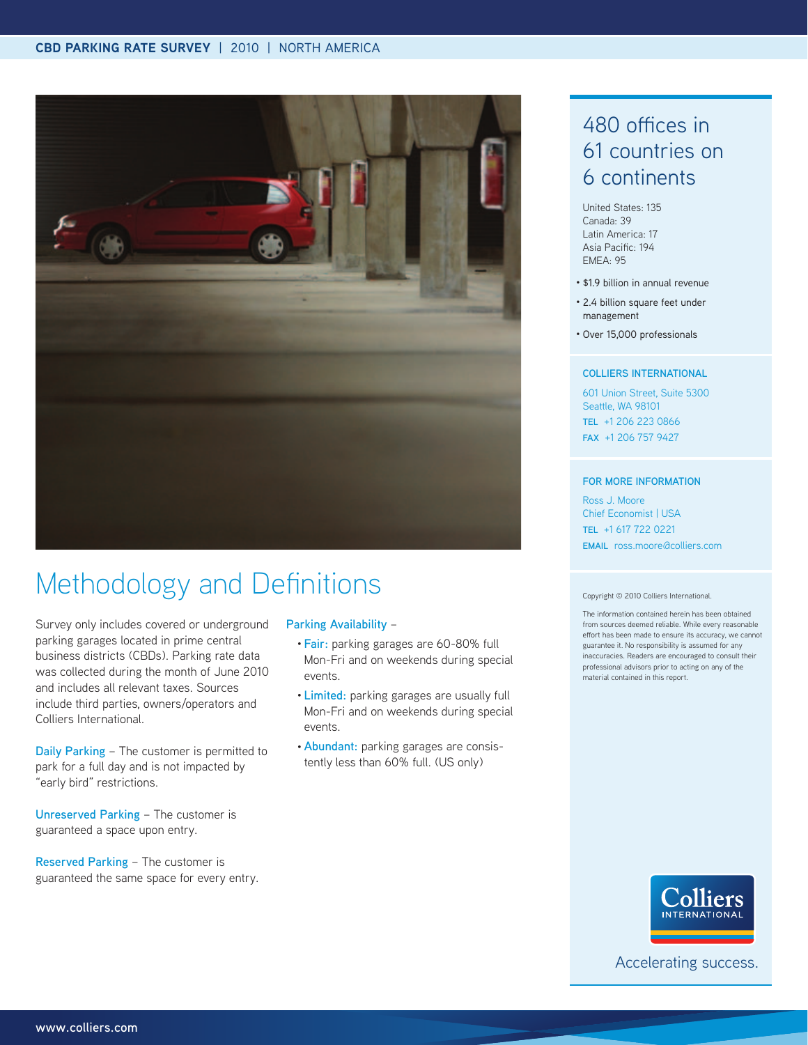# Methodology and Definitions

Survey only includes covered or underground parking garages located in prime central business districts (CBDs). Parking rate data was collected during the month of June 2010 and includes all relevant taxes. Sources include third parties, owners/operators and Colliers International.

**Daily Parking** – The customer is permitted to park for a full day and is not impacted by "early bird" restrictions.

**Unreserved Parking** – The customer is guaranteed a space upon entry.

**Reserved Parking** – The customer is guaranteed the same space for every entry.

**Parking Availability** –

- **Fair:** parking garages are 60-80% full Mon-Fri and on weekends during special events.
- **Limited:** parking garages are usually full Mon-Fri and on weekends during special events.
- **Abundant:** parking garages are consistently less than 60% full. (US only)

## 480 offices in 61 countries on 6 continents

United States: 135
Canada: 39
Latin America: 17
Asia Pacific: 194
EMEA: 95

- $1.9 billion in annual revenue
- 2.4 billion square feet under management
- Over 15,000 professionals

**COLLIERS INTERNATIONAL**

601 Union Street, Suite 5300
Seattle, WA 98101
**TEL** +1 206 223 0866
**FAX** +1 206 757 9427

**FOR MORE INFORMATION**

Ross J. Moore
Chief Economist | USA
**TEL** +1 617 722 0221
**EMAIL** ross.moore@colliers.com

Copyright © 2010 Colliers International.

The information contained herein has been obtained from sources deemed reliable. While every reasonable effort has been made to ensure its accuracy, we cannot guarantee it. No responsibility is assumed for any inaccuracies. Readers are encouraged to consult their professional advisors prior to acting on any of the material contained in this report.

Colliers INTERNATIONAL

Accelerating success.

www.colliers.com